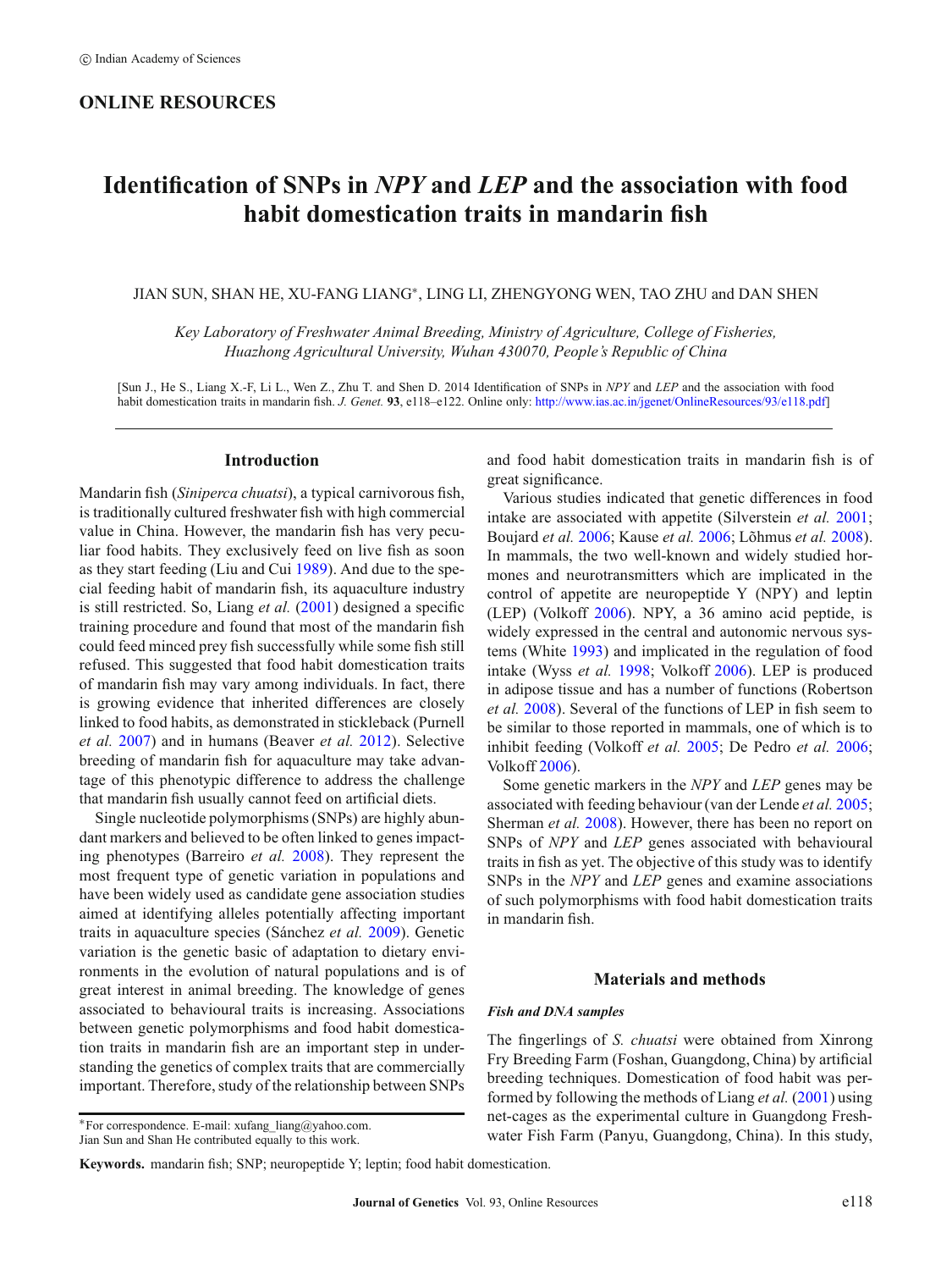© Indian Academy of Sciences

**ONLINE RESOURCES**

# Identification of SNPs in *NPY* and *LEP* and the association with food habit domestication traits in mandarin fish

JIAN SUN, SHAN HE, XU-FANG LIANG*, LING LI, ZHENGYONG WEN, TAO ZHU and DAN SHEN

*Key Laboratory of Freshwater Animal Breeding, Ministry of Agriculture, College of Fisheries, Huazhong Agricultural University, Wuhan 430070, People's Republic of China*

[Sun J., He S., Liang X.-F, Li L., Wen Z., Zhu T. and Shen D. 2014 Identification of SNPs in *NPY* and *LEP* and the association with food habit domestication traits in mandarin fish. *J. Genet.* **93**, e118–e122. Online only: http://www.ias.ac.in/jgenet/OnlineResources/93/e118.pdf]

## Introduction

Mandarin fish (*Siniperca chuatsi*), a typical carnivorous fish, is traditionally cultured freshwater fish with high commercial value in China. However, the mandarin fish has very peculiar food habits. They exclusively feed on live fish as soon as they start feeding (Liu and Cui 1989). And due to the special feeding habit of mandarin fish, its aquaculture industry is still restricted. So, Liang *et al.* (2001) designed a specific training procedure and found that most of the mandarin fish could feed minced prey fish successfully while some fish still refused. This suggested that food habit domestication traits of mandarin fish may vary among individuals. In fact, there is growing evidence that inherited differences are closely linked to food habits, as demonstrated in stickleback (Purnell *et al.* 2007) and in humans (Beaver *et al.* 2012). Selective breeding of mandarin fish for aquaculture may take advantage of this phenotypic difference to address the challenge that mandarin fish usually cannot feed on artificial diets.

Single nucleotide polymorphisms (SNPs) are highly abundant markers and believed to be often linked to genes impacting phenotypes (Barreiro *et al.* 2008). They represent the most frequent type of genetic variation in populations and have been widely used as candidate gene association studies aimed at identifying alleles potentially affecting important traits in aquaculture species (Sánchez *et al.* 2009). Genetic variation is the genetic basic of adaptation to dietary environments in the evolution of natural populations and is of great interest in animal breeding. The knowledge of genes associated to behavioural traits is increasing. Associations between genetic polymorphisms and food habit domestication traits in mandarin fish are an important step in understanding the genetics of complex traits that are commercially important. Therefore, study of the relationship between SNPs and food habit domestication traits in mandarin fish is of great significance.

Various studies indicated that genetic differences in food intake are associated with appetite (Silverstein *et al.* 2001; Boujard *et al.* 2006; Kause *et al.* 2006; Lõhmus *et al.* 2008). In mammals, the two well-known and widely studied hormones and neurotransmitters which are implicated in the control of appetite are neuropeptide Y (NPY) and leptin (LEP) (Volkoff 2006). NPY, a 36 amino acid peptide, is widely expressed in the central and autonomic nervous systems (White 1993) and implicated in the regulation of food intake (Wyss *et al.* 1998; Volkoff 2006). LEP is produced in adipose tissue and has a number of functions (Robertson *et al.* 2008). Several of the functions of LEP in fish seem to be similar to those reported in mammals, one of which is to inhibit feeding (Volkoff *et al.* 2005; De Pedro *et al.* 2006; Volkoff 2006).

Some genetic markers in the *NPY* and *LEP* genes may be associated with feeding behaviour (van der Lende *et al.* 2005; Sherman *et al.* 2008). However, there has been no report on SNPs of *NPY* and *LEP* genes associated with behavioural traits in fish as yet. The objective of this study was to identify SNPs in the *NPY* and *LEP* genes and examine associations of such polymorphisms with food habit domestication traits in mandarin fish.

## Materials and methods

### *Fish and DNA samples*

The fingerlings of *S. chuatsi* were obtained from Xinrong Fry Breeding Farm (Foshan, Guangdong, China) by artificial breeding techniques. Domestication of food habit was performed by following the methods of Liang *et al.* (2001) using net-cages as the experimental culture in Guangdong Freshwater Fish Farm (Panyu, Guangdong, China). In this study,

*For correspondence. E-mail: xufang_liang@yahoo.com.
Jian Sun and Shan He contributed equally to this work.

**Keywords.** mandarin fish; SNP; neuropeptide Y; leptin; food habit domestication.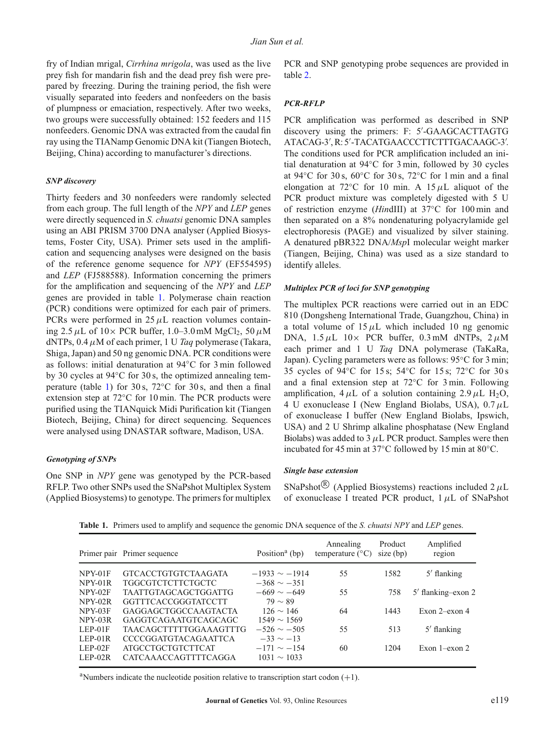fry of Indian mrigal, *Cirrhina mrigola*, was used as the live prey fish for mandarin fish and the dead prey fish were prepared by freezing. During the training period, the fish were visually separated into feeders and nonfeeders on the basis of plumpness or emaciation, respectively. After two weeks, two groups were successfully obtained: 152 feeders and 115 nonfeeders. Genomic DNA was extracted from the caudal fin ray using the TIANamp Genomic DNA kit (Tiangen Biotech, Beijing, China) according to manufacturer's directions.

### *SNP discovery*

Thirty feeders and 30 nonfeeders were randomly selected from each group. The full length of the *NPY* and *LEP* genes were directly sequenced in *S. chuatsi* genomic DNA samples using an ABI PRISM 3700 DNA analyser (Applied Biosystems, Foster City, USA). Primer sets used in the amplification and sequencing analyses were designed on the basis of the reference genome sequence for *NPY* (EF554595) and *LEP* (FJ588588). Information concerning the primers for the amplification and sequencing of the *NPY* and *LEP* genes are provided in table 1. Polymerase chain reaction (PCR) conditions were optimized for each pair of primers. PCRs were performed in 25 $\mu$L reaction volumes containing 2.5 $\mu$L of 10× PCR buffer, 1.0–3.0 mM $MgCl_2$, 50 $\mu$M dNTPs, 0.4 $\mu$M of each primer, 1 U *Taq* polymerase (Takara, Shiga, Japan) and 50 ng genomic DNA. PCR conditions were as follows: initial denaturation at 94°C for 3 min followed by 30 cycles at 94°C for 30 s, the optimized annealing temperature (table 1) for 30 s, 72°C for 30 s, and then a final extension step at 72°C for 10 min. The PCR products were purified using the TIANquick Midi Purification kit (Tiangen Biotech, Beijing, China) for direct sequencing. Sequences were analysed using DNASTAR software, Madison, USA.

### *Genotyping of SNPs*

One SNP in *NPY* gene was genotyped by the PCR-based RFLP. Two other SNPs used the SNaPshot Multiplex System (Applied Biosystems) to genotype. The primers for multiplex PCR and SNP genotyping probe sequences are provided in table 2.

### *PCR-RFLP*

PCR amplification was performed as described in SNP discovery using the primers: F: 5′-GAAGCACTTAGTG ATACAG-3′, R: 5′-TACATGAACCCTTCTTTGACAAGC-3′. The conditions used for PCR amplification included an initial denaturation at 94°C for 3 min, followed by 30 cycles at 94°C for 30 s, 60°C for 30 s, 72°C for 1 min and a final elongation at 72°C for 10 min. A 15 $\mu$L aliquot of the PCR product mixture was completely digested with 5 U of restriction enzyme (*Hin*dIII) at 37°C for 100 min and then separated on a 8% nondenaturing polyacrylamide gel electrophoresis (PAGE) and visualized by silver staining. A denatured pBR322 DNA/*Msp*I molecular weight marker (Tiangen, Beijing, China) was used as a size standard to identify alleles.

### *Multiplex PCR of loci for SNP genotyping*

The multiplex PCR reactions were carried out in an EDC 810 (Dongsheng International Trade, Guangzhou, China) in a total volume of 15 $\mu$L which included 10 ng genomic DNA, 1.5 $\mu$L 10× PCR buffer, 0.3 mM dNTPs, 2 $\mu$M each primer and 1 U *Taq* DNA polymerase (TaKaRa, Japan). Cycling parameters were as follows: 95°C for 3 min; 35 cycles of 94°C for 15 s; 54°C for 15 s; 72°C for 30 s and a final extension step at 72°C for 3 min. Following amplification, 4 $\mu$L of a solution containing 2.9 $\mu$L $H_2O$, 4 U exonuclease I (New England Biolabs, USA), 0.7 $\mu$L of exonuclease I buffer (New England Biolabs, Ipswich, USA) and 2 U Shrimp alkaline phosphatase (New England Biolabs) was added to 3 $\mu$L PCR product. Samples were then incubated for 45 min at 37°C followed by 15 min at 80°C.

### *Single base extension*

SNaPshot® (Applied Biosystems) reactions included 2 $\mu$L of exonuclease I treated PCR product, 1 $\mu$L of SNaPshot

**Table 1.** Primers used to amplify and sequence the genomic DNA sequence of the *S. chuatsi NPY* and *LEP* genes.

| Primer pair | Primer sequence | Position[a] (bp) | Annealing temperature (°C) | Product size (bp) | Amplified region |
|---|---|---|---|---|---|
| NPY-01F | GTCACCTGTGTCTAAGATA | −1933 ∼ −1914 | 55 | 1582 | 5′ flanking |
| NPY-01R | TGGCGTCTCTTCTGCTC | −368 ∼ −351 | | | |
| NPY-02F | TAATTGTAGCAGCTGGATTG | −669 ∼ −649 | 55 | 758 | 5′ flanking–exon 2 |
| NPY-02R | GGTTTCACCGGGTATCCTT | 79 ∼ 89 | | | |
| NPY-03F | GAGGAGCTGGCCAAGTACTA | 126 ∼ 146 | 64 | 1443 | Exon 2–exon 4 |
| NPY-03R | GAGGTCAGAATGTCAGCAGC | 1549 ∼ 1569 | | | |
| LEP-01F | TAACAGCTTTTTGGAAAGTTTG | −526 ∼ −505 | 55 | 513 | 5′ flanking |
| LEP-01R | CCCCGGATGTACAGAATTCA | −33 ∼ −13 | | | |
| LEP-02F | ATGCCTGCTGTCTTCAT | −171 ∼ −154 | 60 | 1204 | Exon 1–exon 2 |
| LEP-02R | CATCAAACCAGTTTTCAGGA | 1031 ∼ 1033 | | | |

[a]Numbers indicate the nucleotide position relative to transcription start codon (+1).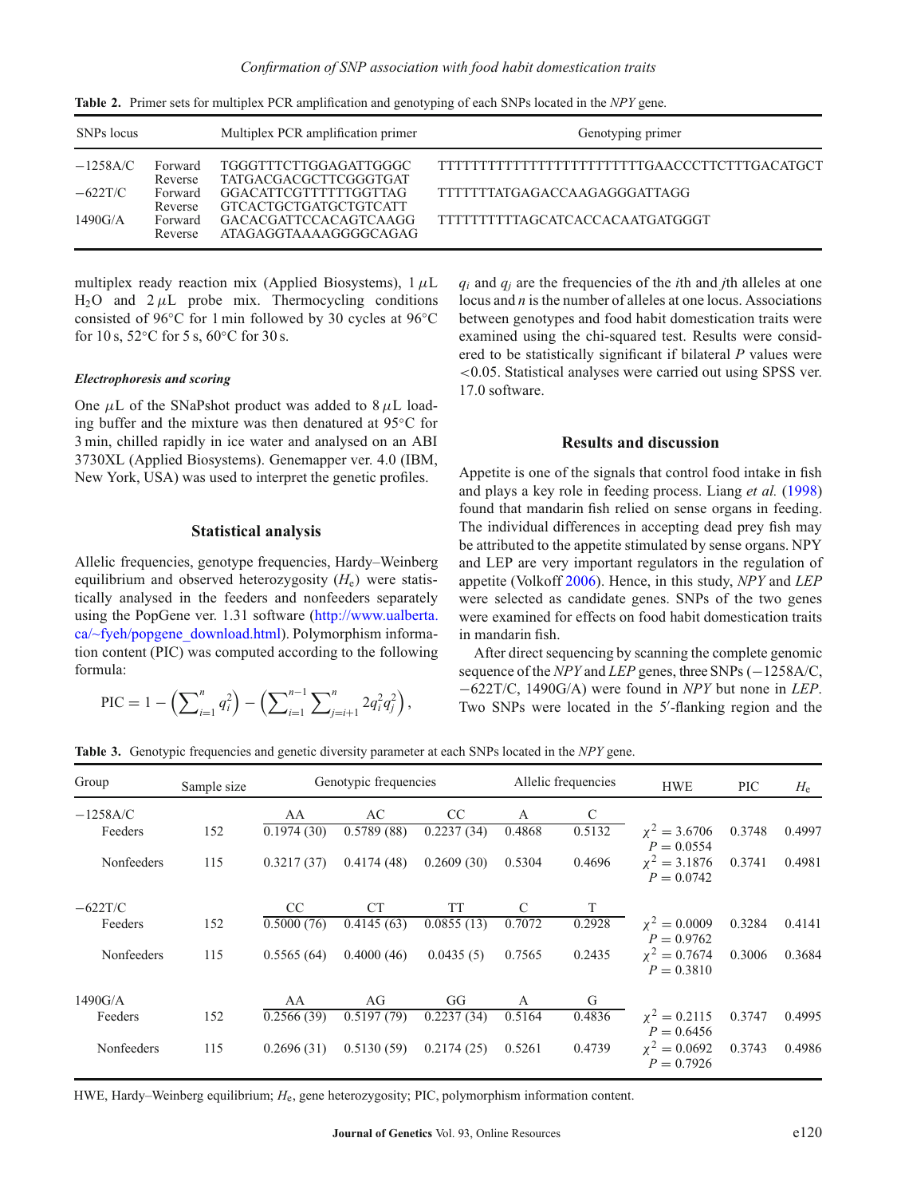**Table 2.** Primer sets for multiplex PCR amplification and genotyping of each SNPs located in the *NPY* gene.

| SNPs locus | | Multiplex PCR amplification primer | Genotyping primer |
|---|---|---|---|
| −1258A/C | Forward | TGGGTTTCTTGGAGATTGGGC | TTTTTTTTTTTTTTTTTTTTTTTTTGAACCCTTCTTTGACATGCT |
| | Reverse | TATGACGACGCTTCGGGTGAT | |
| −622T/C | Forward | GGACATTCGTTTTTTGGTTAG | TTTTTTTATGAGACCAAGAGGGATTAGG |
| | Reverse | GTCACTGCTGATGCTGTCATT | |
| 1490G/A | Forward | GACACGATTCCACAGTCAAGG | TTTTTTTTTTAGCATCACCACAATGATGGGT |
| | Reverse | ATAGAGGTAAAAGGGGCAGAG | |

multiplex ready reaction mix (Applied Biosystems), 1 $\mu$L $H_2O$ and 2 $\mu$L probe mix. Thermocycling conditions consisted of 96°C for 1 min followed by 30 cycles at 96°C for 10 s, 52°C for 5 s, 60°C for 30 s.

#### *Electrophoresis and scoring*

One $\mu$L of the SNaPshot product was added to 8 $\mu$L loading buffer and the mixture was then denatured at 95°C for 3 min, chilled rapidly in ice water and analysed on an ABI 3730XL (Applied Biosystems). Genemapper ver. 4.0 (IBM, New York, USA) was used to interpret the genetic profiles.

### Statistical analysis

Allelic frequencies, genotype frequencies, Hardy–Weinberg equilibrium and observed heterozygosity ($H_e$) were statistically analysed in the feeders and nonfeeders separately using the PopGene ver. 1.31 software (http://www.ualberta.ca/~fyeh/popgene_download.html). Polymorphism information content (PIC) was computed according to the following formula:

$$\mathrm{PIC} = 1 - \left(\sum\nolimits_{i=1}^{n} q_i^2\right) - \left(\sum\nolimits_{i=1}^{n-1} \sum\nolimits_{j=i+1}^{n} 2q_i^2 q_j^2\right),$$

$q_i$ and $q_j$ are the frequencies of the $i$th and $j$th alleles at one locus and $n$ is the number of alleles at one locus. Associations between genotypes and food habit domestication traits were examined using the chi-squared test. Results were considered to be statistically significant if bilateral $P$ values were $<0.05$. Statistical analyses were carried out using SPSS ver. 17.0 software.

### Results and discussion

Appetite is one of the signals that control food intake in fish and plays a key role in feeding process. Liang *et al.* (1998) found that mandarin fish relied on sense organs in feeding. The individual differences in accepting dead prey fish may be attributed to the appetite stimulated by sense organs. NPY and LEP are very important regulators in the regulation of appetite (Volkoff 2006). Hence, in this study, *NPY* and *LEP* were selected as candidate genes. SNPs of the two genes were examined for effects on food habit domestication traits in mandarin fish.

After direct sequencing by scanning the complete genomic sequence of the *NPY* and *LEP* genes, three SNPs (−1258A/C, −622T/C, 1490G/A) were found in *NPY* but none in *LEP*. Two SNPs were located in the 5′-flanking region and the

**Table 3.** Genotypic frequencies and genetic diversity parameter at each SNPs located in the *NPY* gene.

| Group | Sample size | Genotypic frequencies | | | Allelic frequencies | | HWE | PIC | $H_e$ |
|---|---|---|---|---|---|---|---|---|---|
| −1258A/C | | AA | AC | CC | A | C | | | |
| Feeders | 152 | 0.1974 (30) | 0.5789 (88) | 0.2237 (34) | 0.4868 | 0.5132 | $\chi^2 = 3.6706$ $P = 0.0554$ | 0.3748 | 0.4997 |
| Nonfeeders | 115 | 0.3217 (37) | 0.4174 (48) | 0.2609 (30) | 0.5304 | 0.4696 | $\chi^2 = 3.1876$ $P = 0.0742$ | 0.3741 | 0.4981 |
| −622T/C | | CC | CT | TT | C | T | | | |
| Feeders | 152 | 0.5000 (76) | 0.4145 (63) | 0.0855 (13) | 0.7072 | 0.2928 | $\chi^2 = 0.0009$ $P = 0.9762$ | 0.3284 | 0.4141 |
| Nonfeeders | 115 | 0.5565 (64) | 0.4000 (46) | 0.0435 (5) | 0.7565 | 0.2435 | $\chi^2 = 0.7674$ $P = 0.3810$ | 0.3006 | 0.3684 |
| 1490G/A | | AA | AG | GG | A | G | | | |
| Feeders | 152 | 0.2566 (39) | 0.5197 (79) | 0.2237 (34) | 0.5164 | 0.4836 | $\chi^2 = 0.2115$ $P = 0.6456$ | 0.3747 | 0.4995 |
| Nonfeeders | 115 | 0.2696 (31) | 0.5130 (59) | 0.2174 (25) | 0.5261 | 0.4739 | $\chi^2 = 0.0692$ $P = 0.7926$ | 0.3743 | 0.4986 |

HWE, Hardy–Weinberg equilibrium; $H_e$, gene heterozygosity; PIC, polymorphism information content.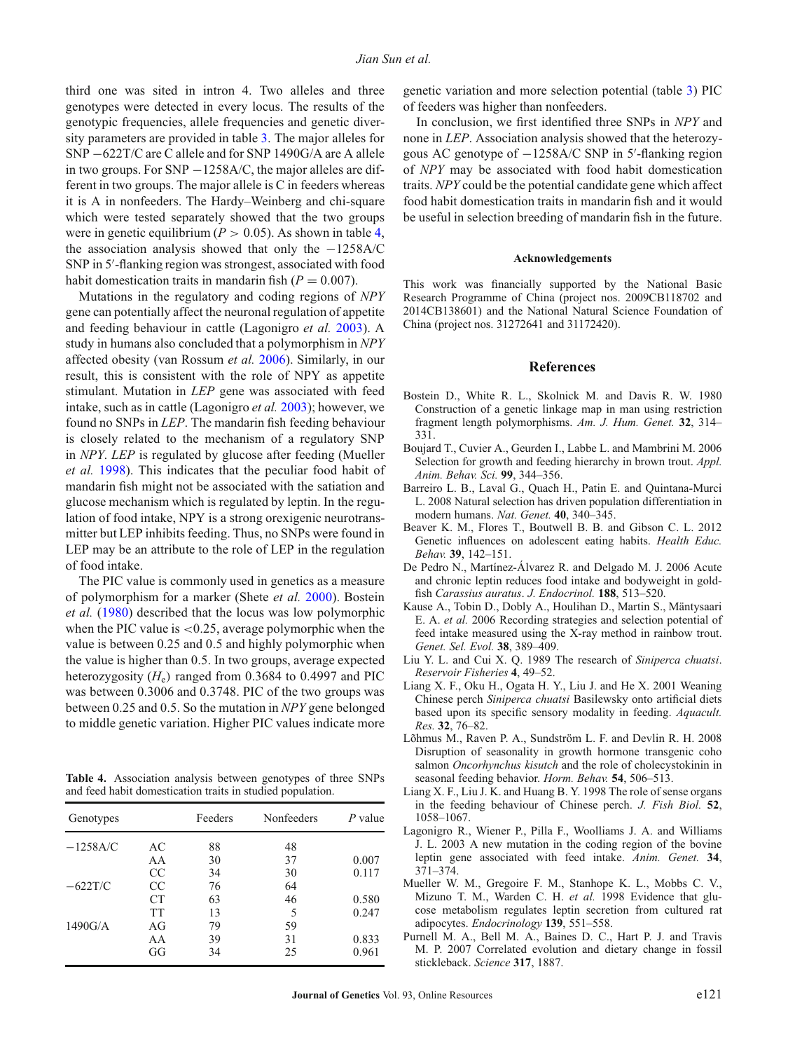third one was sited in intron 4. Two alleles and three genotypes were detected in every locus. The results of the genotypic frequencies, allele frequencies and genetic diversity parameters are provided in table 3. The major alleles for SNP −622T/C are C allele and for SNP 1490G/A are A allele in two groups. For SNP −1258A/C, the major alleles are different in two groups. The major allele is C in feeders whereas it is A in nonfeeders. The Hardy–Weinberg and chi-square which were tested separately showed that the two groups were in genetic equilibrium ($P > 0.05$). As shown in table 4, the association analysis showed that only the −1258A/C SNP in 5′-flanking region was strongest, associated with food habit domestication traits in mandarin fish ($P = 0.007$).

Mutations in the regulatory and coding regions of *NPY* gene can potentially affect the neuronal regulation of appetite and feeding behaviour in cattle (Lagonigro *et al.* 2003). A study in humans also concluded that a polymorphism in *NPY* affected obesity (van Rossum *et al.* 2006). Similarly, in our result, this is consistent with the role of NPY as appetite stimulant. Mutation in *LEP* gene was associated with feed intake, such as in cattle (Lagonigro *et al.* 2003); however, we found no SNPs in *LEP*. The mandarin fish feeding behaviour is closely related to the mechanism of a regulatory SNP in *NPY*. *LEP* is regulated by glucose after feeding (Mueller *et al.* 1998). This indicates that the peculiar food habit of mandarin fish might not be associated with the satiation and glucose mechanism which is regulated by leptin. In the regulation of food intake, NPY is a strong orexigenic neurotransmitter but LEP inhibits feeding. Thus, no SNPs were found in LEP may be an attribute to the role of LEP in the regulation of food intake.

The PIC value is commonly used in genetics as a measure of polymorphism for a marker (Shete *et al.* 2000). Bostein *et al.* (1980) described that the locus was low polymorphic when the PIC value is <0.25, average polymorphic when the value is between 0.25 and 0.5 and highly polymorphic when the value is higher than 0.5. In two groups, average expected heterozygosity ($H_e$) ranged from 0.3684 to 0.4997 and PIC was between 0.3006 and 0.3748. PIC of the two groups was between 0.25 and 0.5. So the mutation in *NPY* gene belonged to middle genetic variation. Higher PIC values indicate more genetic variation and more selection potential (table 3) PIC of feeders was higher than nonfeeders.

In conclusion, we first identified three SNPs in *NPY* and none in *LEP*. Association analysis showed that the heterozygous AC genotype of −1258A/C SNP in 5′-flanking region of *NPY* may be associated with food habit domestication traits. *NPY* could be the potential candidate gene which affect food habit domestication traits in mandarin fish and it would be useful in selection breeding of mandarin fish in the future.

**Table 4.** Association analysis between genotypes of three SNPs and feed habit domestication traits in studied population.

| Genotypes | | Feeders | Nonfeeders | *P* value |
|---|---|---|---|---|
| −1258A/C | AC | 88 | 48 | |
| | AA | 30 | 37 | 0.007 |
| | CC | 34 | 30 | 0.117 |
| −622T/C | CC | 76 | 64 | |
| | CT | 63 | 46 | 0.580 |
| | TT | 13 | 5 | 0.247 |
| 1490G/A | AG | 79 | 59 | |
| | AA | 39 | 31 | 0.833 |
| | GG | 34 | 25 | 0.961 |

#### Acknowledgements

This work was financially supported by the National Basic Research Programme of China (project nos. 2009CB118702 and 2014CB138601) and the National Natural Science Foundation of China (project nos. 31272641 and 31172420).

## References

Bostein D., White R. L., Skolnick M. and Davis R. W. 1980 Construction of a genetic linkage map in man using restriction fragment length polymorphisms. *Am. J. Hum. Genet.* **32**, 314–331.

Boujard T., Cuvier A., Geurden I., Labbe L. and Mambrini M. 2006 Selection for growth and feeding hierarchy in brown trout. *Appl. Anim. Behav. Sci.* **99**, 344–356.

Barreiro L. B., Laval G., Quach H., Patin E. and Quintana-Murci L. 2008 Natural selection has driven population differentiation in modern humans. *Nat. Genet.* **40**, 340–345.

Beaver K. M., Flores T., Boutwell B. B. and Gibson C. L. 2012 Genetic influences on adolescent eating habits. *Health Educ. Behav.* **39**, 142–151.

De Pedro N., Martínez-Álvarez R. and Delgado M. J. 2006 Acute and chronic leptin reduces food intake and bodyweight in goldfish *Carassius auratus*. *J. Endocrinol.* **188**, 513–520.

Kause A., Tobin D., Dobly A., Houlihan D., Martin S., Mäntysaari E. A. *et al.* 2006 Recording strategies and selection potential of feed intake measured using the X-ray method in rainbow trout. *Genet. Sel. Evol.* **38**, 389–409.

Liu Y. L. and Cui X. Q. 1989 The research of *Siniperca chuatsi*. *Reservoir Fisheries* **4**, 49–52.

Liang X. F., Oku H., Ogata H. Y., Liu J. and He X. 2001 Weaning Chinese perch *Siniperca chuatsi* Basilewsky onto artificial diets based upon its specific sensory modality in feeding. *Aquacult. Res.* **32**, 76–82.

Lõhmus M., Raven P. A., Sundström L. F. and Devlin R. H. 2008 Disruption of seasonality in growth hormone transgenic coho salmon *Oncorhynchus kisutch* and the role of cholecystokinin in seasonal feeding behavior. *Horm. Behav.* **54**, 506–513.

Liang X. F., Liu J. K. and Huang B. Y. 1998 The role of sense organs in the feeding behaviour of Chinese perch. *J. Fish Biol.* **52**, 1058–1067.

Lagonigro R., Wiener P., Pilla F., Woolliams J. A. and Williams J. L. 2003 A new mutation in the coding region of the bovine leptin gene associated with feed intake. *Anim. Genet.* **34**, 371–374.

Mueller W. M., Gregoire F. M., Stanhope K. L., Mobbs C. V., Mizuno T. M., Warden C. H. *et al.* 1998 Evidence that glucose metabolism regulates leptin secretion from cultured rat adipocytes. *Endocrinology* **139**, 551–558.

Purnell M. A., Bell M. A., Baines D. C., Hart P. J. and Travis M. P. 2007 Correlated evolution and dietary change in fossil stickleback. *Science* **317**, 1887.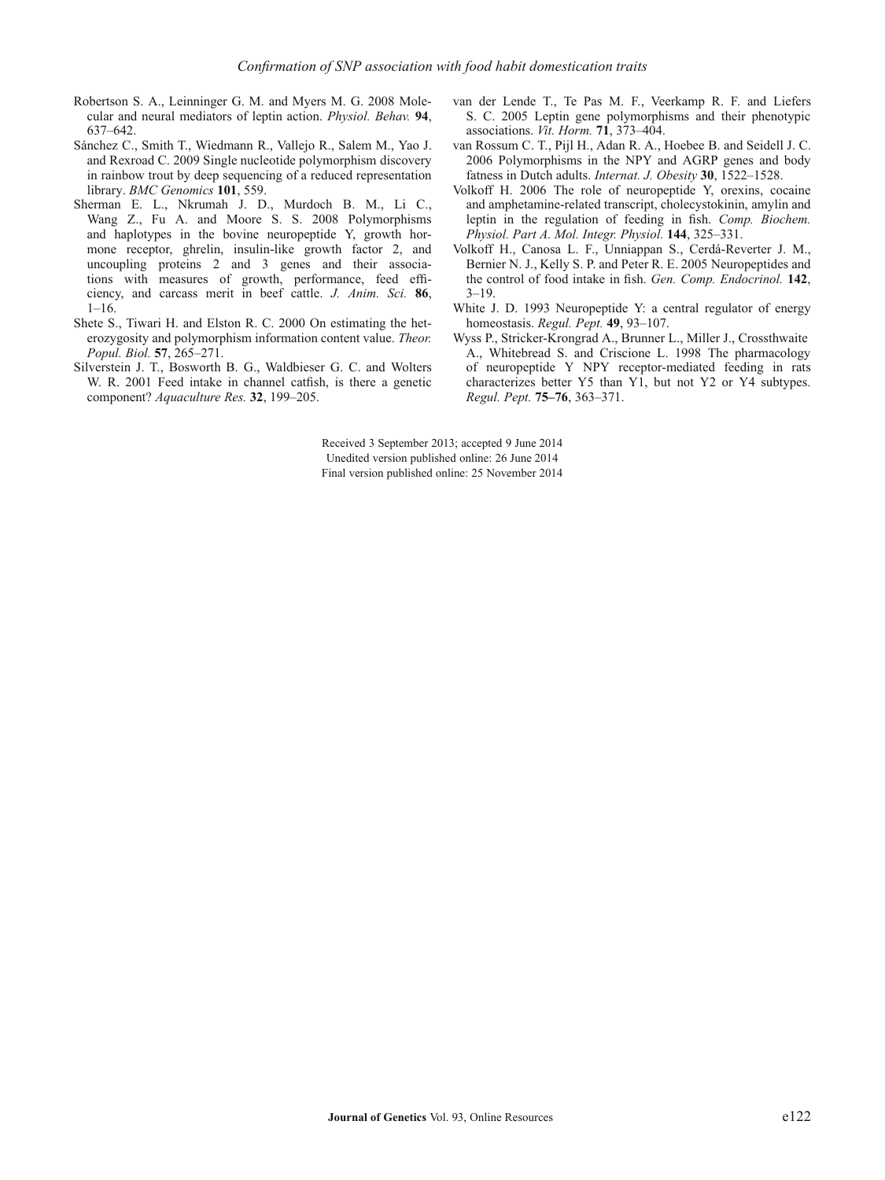Robertson S. A., Leinninger G. M. and Myers M. G. 2008 Molecular and neural mediators of leptin action. *Physiol. Behav.* **94**, 637–642.

Sánchez C., Smith T., Wiedmann R., Vallejo R., Salem M., Yao J. and Rexroad C. 2009 Single nucleotide polymorphism discovery in rainbow trout by deep sequencing of a reduced representation library. *BMC Genomics* **101**, 559.

Sherman E. L., Nkrumah J. D., Murdoch B. M., Li C., Wang Z., Fu A. and Moore S. S. 2008 Polymorphisms and haplotypes in the bovine neuropeptide Y, growth hormone receptor, ghrelin, insulin-like growth factor 2, and uncoupling proteins 2 and 3 genes and their associations with measures of growth, performance, feed efficiency, and carcass merit in beef cattle. *J. Anim. Sci.* **86**, 1–16.

Shete S., Tiwari H. and Elston R. C. 2000 On estimating the heterozygosity and polymorphism information content value. *Theor. Popul. Biol.* **57**, 265–271.

Silverstein J. T., Bosworth B. G., Waldbieser G. C. and Wolters W. R. 2001 Feed intake in channel catfish, is there a genetic component? *Aquaculture Res.* **32**, 199–205.

van der Lende T., Te Pas M. F., Veerkamp R. F. and Liefers S. C. 2005 Leptin gene polymorphisms and their phenotypic associations. *Vit. Horm.* **71**, 373–404.

van Rossum C. T., Pijl H., Adan R. A., Hoebee B. and Seidell J. C. 2006 Polymorphisms in the NPY and AGRP genes and body fatness in Dutch adults. *Internat. J. Obesity* **30**, 1522–1528.

Volkoff H. 2006 The role of neuropeptide Y, orexins, cocaine and amphetamine-related transcript, cholecystokinin, amylin and leptin in the regulation of feeding in fish. *Comp. Biochem. Physiol. Part A. Mol. Integr. Physiol.* **144**, 325–331.

Volkoff H., Canosa L. F., Unniappan S., Cerdá-Reverter J. M., Bernier N. J., Kelly S. P. and Peter R. E. 2005 Neuropeptides and the control of food intake in fish. *Gen. Comp. Endocrinol.* **142**, 3–19.

White J. D. 1993 Neuropeptide Y: a central regulator of energy homeostasis. *Regul. Pept.* **49**, 93–107.

Wyss P., Stricker-Krongrad A., Brunner L., Miller J., Crossthwaite A., Whitebread S. and Criscione L. 1998 The pharmacology of neuropeptide Y NPY receptor-mediated feeding in rats characterizes better Y5 than Y1, but not Y2 or Y4 subtypes. *Regul. Pept.* **75–76**, 363–371.

Received 3 September 2013; accepted 9 June 2014
Unedited version published online: 26 June 2014
Final version published online: 25 November 2014